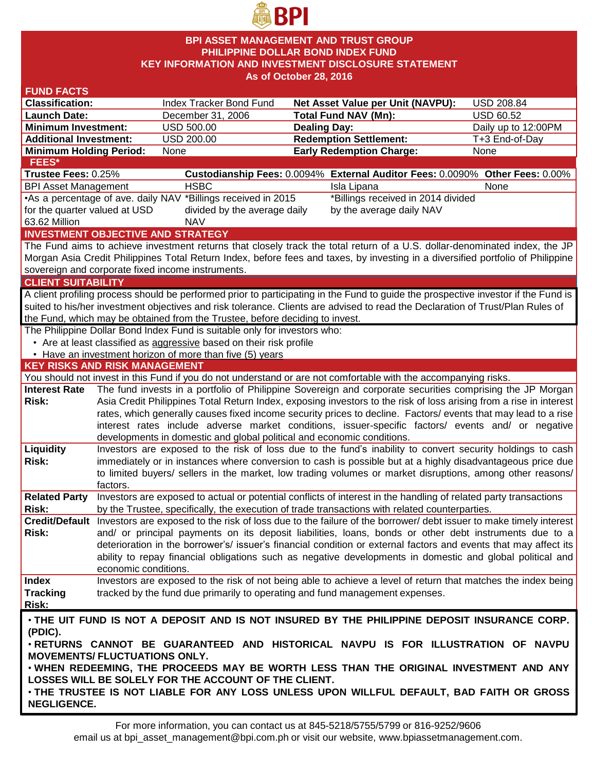BPI

# BPI ASSET MANAGEMENT AND TRUST GROUP
# PHILIPPINE DOLLAR BOND INDEX FUND
# KEY INFORMATION AND INVESTMENT DISCLOSURE STATEMENT
## As of October 28, 2016

## FUND FACTS

| | | | |
|---|---|---|---|
| **Classification:** | Index Tracker Bond Fund | **Net Asset Value per Unit (NAVPU):** | USD 208.84 |
| **Launch Date:** | December 31, 2006 | **Total Fund NAV (Mn):** | USD 60.52 |
| **Minimum Investment:** | USD 500.00 | **Dealing Day:** | Daily up to 12:00PM |
| **Additional Investment:** | USD 200.00 | **Redemption Settlement:** | T+3 End-of-Day |
| **Minimum Holding Period:** | None | **Early Redemption Charge:** | None |

## FEES*

| **Trustee Fees:** 0.25% | **Custodianship Fees:** 0.0094% | **External Auditor Fees:** 0.0090% | **Other Fees:** 0.00% |
|---|---|---|---|
| BPI Asset Management | HSBC | Isla Lipana | None |
| •As a percentage of ave. daily NAV for the quarter valued at USD 63.62 Million | *Billings received in 2015 divided by the average daily NAV | *Billings received in 2014 divided by the average daily NAV | |

## INVESTMENT OBJECTIVE AND STRATEGY

The Fund aims to achieve investment returns that closely track the total return of a U.S. dollar-denominated index, the JP Morgan Asia Credit Philippines Total Return Index, before fees and taxes, by investing in a diversified portfolio of Philippine sovereign and corporate fixed income instruments.

## CLIENT SUITABILITY

A client profiling process should be performed prior to participating in the Fund to guide the prospective investor if the Fund is suited to his/her investment objectives and risk tolerance. Clients are advised to read the Declaration of Trust/Plan Rules of the Fund, which may be obtained from the Trustee, before deciding to invest.

The Philippine Dollar Bond Index Fund is suitable only for investors who:

- Are at least classified as aggressive based on their risk profile
- Have an investment horizon of more than five (5) years

## KEY RISKS AND RISK MANAGEMENT

You should not invest in this Fund if you do not understand or are not comfortable with the accompanying risks.

| | |
|---|---|
| **Interest Rate Risk:** | The fund invests in a portfolio of Philippine Sovereign and corporate securities comprising the JP Morgan Asia Credit Philippines Total Return Index, exposing investors to the risk of loss arising from a rise in interest rates, which generally causes fixed income security prices to decline. Factors/ events that may lead to a rise interest rates include adverse market conditions, issuer-specific factors/ events and/ or negative developments in domestic and global political and economic conditions. |
| **Liquidity Risk:** | Investors are exposed to the risk of loss due to the fund's inability to convert security holdings to cash immediately or in instances where conversion to cash is possible but at a highly disadvantageous price due to limited buyers/ sellers in the market, low trading volumes or market disruptions, among other reasons/ factors. |
| **Related Party Risk:** | Investors are exposed to actual or potential conflicts of interest in the handling of related party transactions by the Trustee, specifically, the execution of trade transactions with related counterparties. |
| **Credit/Default Risk:** | Investors are exposed to the risk of loss due to the failure of the borrower/ debt issuer to make timely interest and/ or principal payments on its deposit liabilities, loans, bonds or other debt instruments due to a deterioration in the borrower's/ issuer's financial condition or external factors and events that may affect its ability to repay financial obligations such as negative developments in domestic and global political and economic conditions. |
| **Index Tracking Risk:** | Investors are exposed to the risk of not being able to achieve a level of return that matches the index being tracked by the fund due primarily to operating and fund management expenses. |

**• THE UIT FUND IS NOT A DEPOSIT AND IS NOT INSURED BY THE PHILIPPINE DEPOSIT INSURANCE CORP. (PDIC).**

**• RETURNS CANNOT BE GUARANTEED AND HISTORICAL NAVPU IS FOR ILLUSTRATION OF NAVPU MOVEMENTS/ FLUCTUATIONS ONLY.**

**• WHEN REDEEMING, THE PROCEEDS MAY BE WORTH LESS THAN THE ORIGINAL INVESTMENT AND ANY LOSSES WILL BE SOLELY FOR THE ACCOUNT OF THE CLIENT.**

**• THE TRUSTEE IS NOT LIABLE FOR ANY LOSS UNLESS UPON WILLFUL DEFAULT, BAD FAITH OR GROSS NEGLIGENCE.**

For more information, you can contact us at 845-5218/5755/5799 or 816-9252/9606 email us at bpi_asset_management@bpi.com.ph or visit our website, www.bpiassetmanagement.com.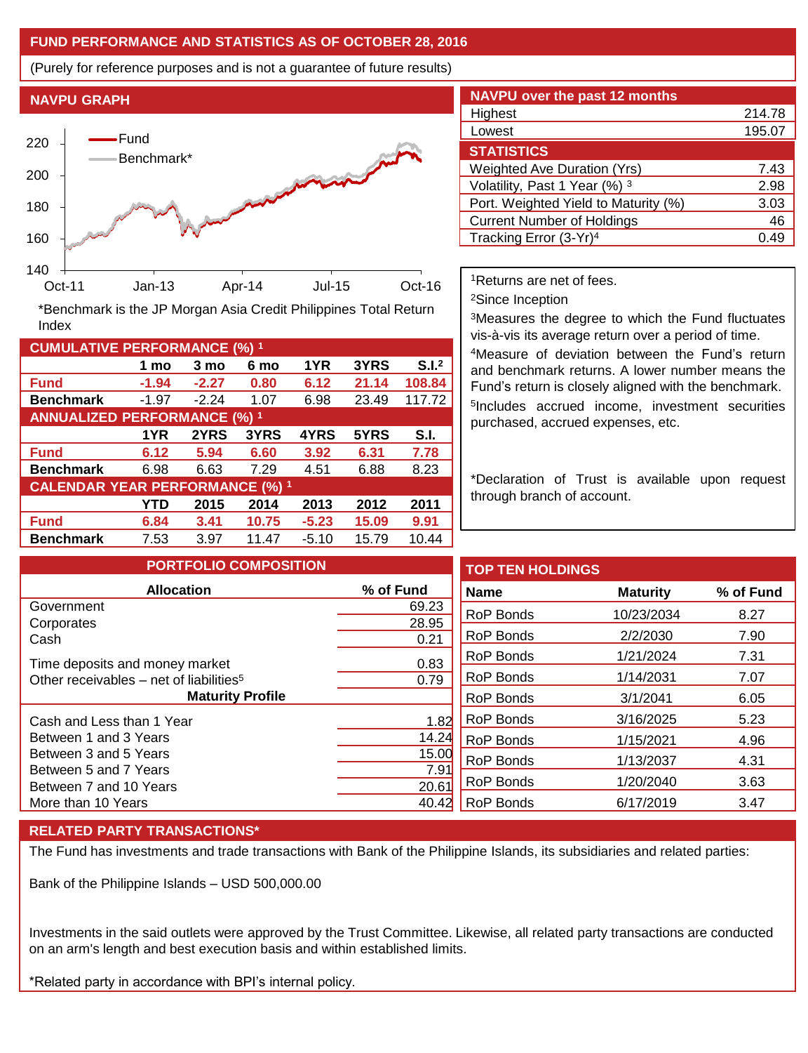## FUND PERFORMANCE AND STATISTICS AS OF OCTOBER 28, 2016

(Purely for reference purposes and is not a guarantee of future results)

### NAVPU GRAPH

*Benchmark is the JP Morgan Asia Credit Philippines Total Return Index

| NAVPU over the past 12 months | |
|---|---|
| Highest | 214.78 |
| Lowest | 195.07 |

| STATISTICS | |
|---|---|
| Weighted Ave Duration (Yrs) | 7.43 |
| Volatility, Past 1 Year (%) [3] | 2.98 |
| Port. Weighted Yield to Maturity (%) | 3.03 |
| Current Number of Holdings | 46 |
| Tracking Error (3-Yr)[4] | 0.49 |

| CUMULATIVE PERFORMANCE (%) [1] | | | | | | |
|---|---|---|---|---|---|---|
| | 1 mo | 3 mo | 6 mo | 1YR | 3YRS | S.I.[2] |
| **Fund** | -1.94 | -2.27 | 0.80 | 6.12 | 21.14 | 108.84 |
| **Benchmark** | -1.97 | -2.24 | 1.07 | 6.98 | 23.49 | 117.72 |
| **ANNUALIZED PERFORMANCE (%) [1]** | | | | | | |
| | 1YR | 2YRS | 3YRS | 4YRS | 5YRS | S.I. |
| **Fund** | 6.12 | 5.94 | 6.60 | 3.92 | 6.31 | 7.78 |
| **Benchmark** | 6.98 | 6.63 | 7.29 | 4.51 | 6.88 | 8.23 |
| **CALENDAR YEAR PERFORMANCE (%) [1]** | | | | | | |
| | YTD | 2015 | 2014 | 2013 | 2012 | 2011 |
| **Fund** | 6.84 | 3.41 | 10.75 | -5.23 | 15.09 | 9.91 |
| **Benchmark** | 7.53 | 3.97 | 11.47 | -5.10 | 15.79 | 10.44 |

[1]Returns are net of fees.

[2]Since Inception

[3]Measures the degree to which the Fund fluctuates vis-à-vis its average return over a period of time.

[4]Measure of deviation between the Fund's return and benchmark returns. A lower number means the Fund's return is closely aligned with the benchmark.

[5]Includes accrued income, investment securities purchased, accrued expenses, etc.

*Declaration of Trust is available upon request through branch of account.

### PORTFOLIO COMPOSITION

| Allocation | % of Fund |
|---|---|
| Government | 69.23 |
| Corporates | 28.95 |
| Cash | 0.21 |
| Time deposits and money market | 0.83 |
| Other receivables – net of liabilities[5] | 0.79 |
| **Maturity Profile** | |
| Cash and Less than 1 Year | 1.82 |
| Between 1 and 3 Years | 14.24 |
| Between 3 and 5 Years | 15.00 |
| Between 5 and 7 Years | 7.91 |
| Between 7 and 10 Years | 20.61 |
| More than 10 Years | 40.42 |

### TOP TEN HOLDINGS

| Name | Maturity | % of Fund |
|---|---|---|
| RoP Bonds | 10/23/2034 | 8.27 |
| RoP Bonds | 2/2/2030 | 7.90 |
| RoP Bonds | 1/21/2024 | 7.31 |
| RoP Bonds | 1/14/2031 | 7.07 |
| RoP Bonds | 3/1/2041 | 6.05 |
| RoP Bonds | 3/16/2025 | 5.23 |
| RoP Bonds | 1/15/2021 | 4.96 |
| RoP Bonds | 1/13/2037 | 4.31 |
| RoP Bonds | 1/20/2040 | 3.63 |
| RoP Bonds | 6/17/2019 | 3.47 |

### RELATED PARTY TRANSACTIONS*

The Fund has investments and trade transactions with Bank of the Philippine Islands, its subsidiaries and related parties:

Bank of the Philippine Islands – USD 500,000.00

Investments in the said outlets were approved by the Trust Committee. Likewise, all related party transactions are conducted on an arm's length and best execution basis and within established limits.

*Related party in accordance with BPI's internal policy.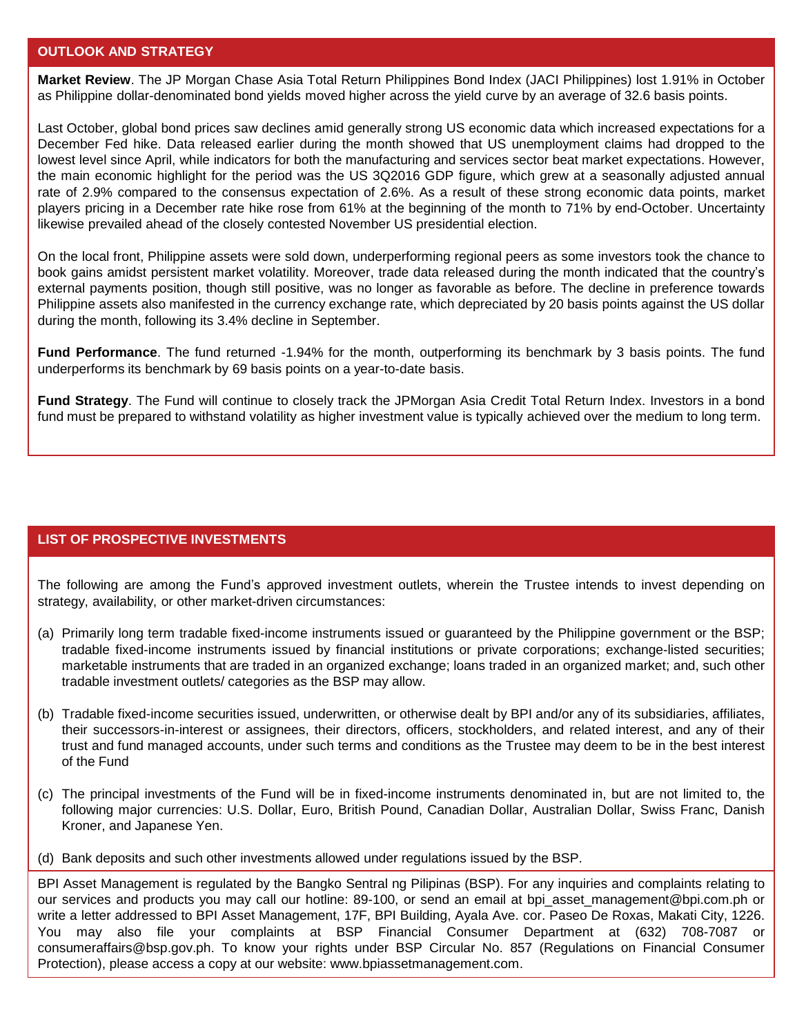## OUTLOOK AND STRATEGY

**Market Review**. The JP Morgan Chase Asia Total Return Philippines Bond Index (JACI Philippines) lost 1.91% in October as Philippine dollar-denominated bond yields moved higher across the yield curve by an average of 32.6 basis points.

Last October, global bond prices saw declines amid generally strong US economic data which increased expectations for a December Fed hike. Data released earlier during the month showed that US unemployment claims had dropped to the lowest level since April, while indicators for both the manufacturing and services sector beat market expectations. However, the main economic highlight for the period was the US 3Q2016 GDP figure, which grew at a seasonally adjusted annual rate of 2.9% compared to the consensus expectation of 2.6%. As a result of these strong economic data points, market players pricing in a December rate hike rose from 61% at the beginning of the month to 71% by end-October. Uncertainty likewise prevailed ahead of the closely contested November US presidential election.

On the local front, Philippine assets were sold down, underperforming regional peers as some investors took the chance to book gains amidst persistent market volatility. Moreover, trade data released during the month indicated that the country's external payments position, though still positive, was no longer as favorable as before. The decline in preference towards Philippine assets also manifested in the currency exchange rate, which depreciated by 20 basis points against the US dollar during the month, following its 3.4% decline in September.

**Fund Performance**. The fund returned -1.94% for the month, outperforming its benchmark by 3 basis points. The fund underperforms its benchmark by 69 basis points on a year-to-date basis.

**Fund Strategy**. The Fund will continue to closely track the JPMorgan Asia Credit Total Return Index. Investors in a bond fund must be prepared to withstand volatility as higher investment value is typically achieved over the medium to long term.

## LIST OF PROSPECTIVE INVESTMENTS

The following are among the Fund's approved investment outlets, wherein the Trustee intends to invest depending on strategy, availability, or other market-driven circumstances:

(a) Primarily long term tradable fixed-income instruments issued or guaranteed by the Philippine government or the BSP; tradable fixed-income instruments issued by financial institutions or private corporations; exchange-listed securities; marketable instruments that are traded in an organized exchange; loans traded in an organized market; and, such other tradable investment outlets/ categories as the BSP may allow.

(b) Tradable fixed-income securities issued, underwritten, or otherwise dealt by BPI and/or any of its subsidiaries, affiliates, their successors-in-interest or assignees, their directors, officers, stockholders, and related interest, and any of their trust and fund managed accounts, under such terms and conditions as the Trustee may deem to be in the best interest of the Fund

(c) The principal investments of the Fund will be in fixed-income instruments denominated in, but are not limited to, the following major currencies: U.S. Dollar, Euro, British Pound, Canadian Dollar, Australian Dollar, Swiss Franc, Danish Kroner, and Japanese Yen.

(d) Bank deposits and such other investments allowed under regulations issued by the BSP.

BPI Asset Management is regulated by the Bangko Sentral ng Pilipinas (BSP). For any inquiries and complaints relating to our services and products you may call our hotline: 89-100, or send an email at bpi_asset_management@bpi.com.ph or write a letter addressed to BPI Asset Management, 17F, BPI Building, Ayala Ave. cor. Paseo De Roxas, Makati City, 1226. You may also file your complaints at BSP Financial Consumer Department at (632) 708-7087 or consumeraffairs@bsp.gov.ph. To know your rights under BSP Circular No. 857 (Regulations on Financial Consumer Protection), please access a copy at our website: www.bpiassetmanagement.com.